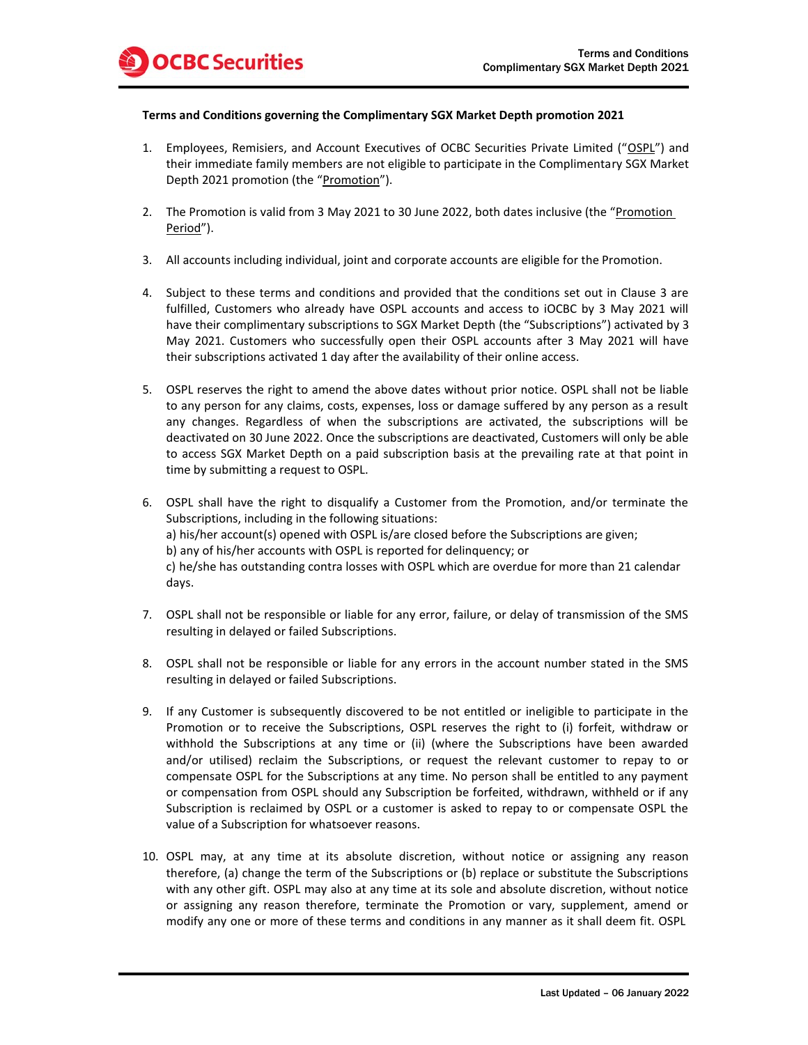**Terms and Conditions governing the Complimentary SGX Market Depth promotion 2021**

1. Employees, Remisiers, and Account Executives of OCBC Securities Private Limited ("OSPL") and their immediate family members are not eligible to participate in the Complimentary SGX Market Depth 2021 promotion (the "Promotion").

2. The Promotion is valid from 3 May 2021 to 30 June 2022, both dates inclusive (the "Promotion Period").

3. All accounts including individual, joint and corporate accounts are eligible for the Promotion.

4. Subject to these terms and conditions and provided that the conditions set out in Clause 3 are fulfilled, Customers who already have OSPL accounts and access to iOCBC by 3 May 2021 will have their complimentary subscriptions to SGX Market Depth (the "Subscriptions") activated by 3 May 2021. Customers who successfully open their OSPL accounts after 3 May 2021 will have their subscriptions activated 1 day after the availability of their online access.

5. OSPL reserves the right to amend the above dates without prior notice. OSPL shall not be liable to any person for any claims, costs, expenses, loss or damage suffered by any person as a result any changes. Regardless of when the subscriptions are activated, the subscriptions will be deactivated on 30 June 2022. Once the subscriptions are deactivated, Customers will only be able to access SGX Market Depth on a paid subscription basis at the prevailing rate at that point in time by submitting a request to OSPL.

6. OSPL shall have the right to disqualify a Customer from the Promotion, and/or terminate the Subscriptions, including in the following situations:
   a) his/her account(s) opened with OSPL is/are closed before the Subscriptions are given;
   b) any of his/her accounts with OSPL is reported for delinquency; or
   c) he/she has outstanding contra losses with OSPL which are overdue for more than 21 calendar days.

7. OSPL shall not be responsible or liable for any error, failure, or delay of transmission of the SMS resulting in delayed or failed Subscriptions.

8. OSPL shall not be responsible or liable for any errors in the account number stated in the SMS resulting in delayed or failed Subscriptions.

9. If any Customer is subsequently discovered to be not entitled or ineligible to participate in the Promotion or to receive the Subscriptions, OSPL reserves the right to (i) forfeit, withdraw or withhold the Subscriptions at any time or (ii) (where the Subscriptions have been awarded and/or utilised) reclaim the Subscriptions, or request the relevant customer to repay to or compensate OSPL for the Subscriptions at any time. No person shall be entitled to any payment or compensation from OSPL should any Subscription be forfeited, withdrawn, withheld or if any Subscription is reclaimed by OSPL or a customer is asked to repay to or compensate OSPL the value of a Subscription for whatsoever reasons.

10. OSPL may, at any time at its absolute discretion, without notice or assigning any reason therefore, (a) change the term of the Subscriptions or (b) replace or substitute the Subscriptions with any other gift. OSPL may also at any time at its sole and absolute discretion, without notice or assigning any reason therefore, terminate the Promotion or vary, supplement, amend or modify any one or more of these terms and conditions in any manner as it shall deem fit. OSPL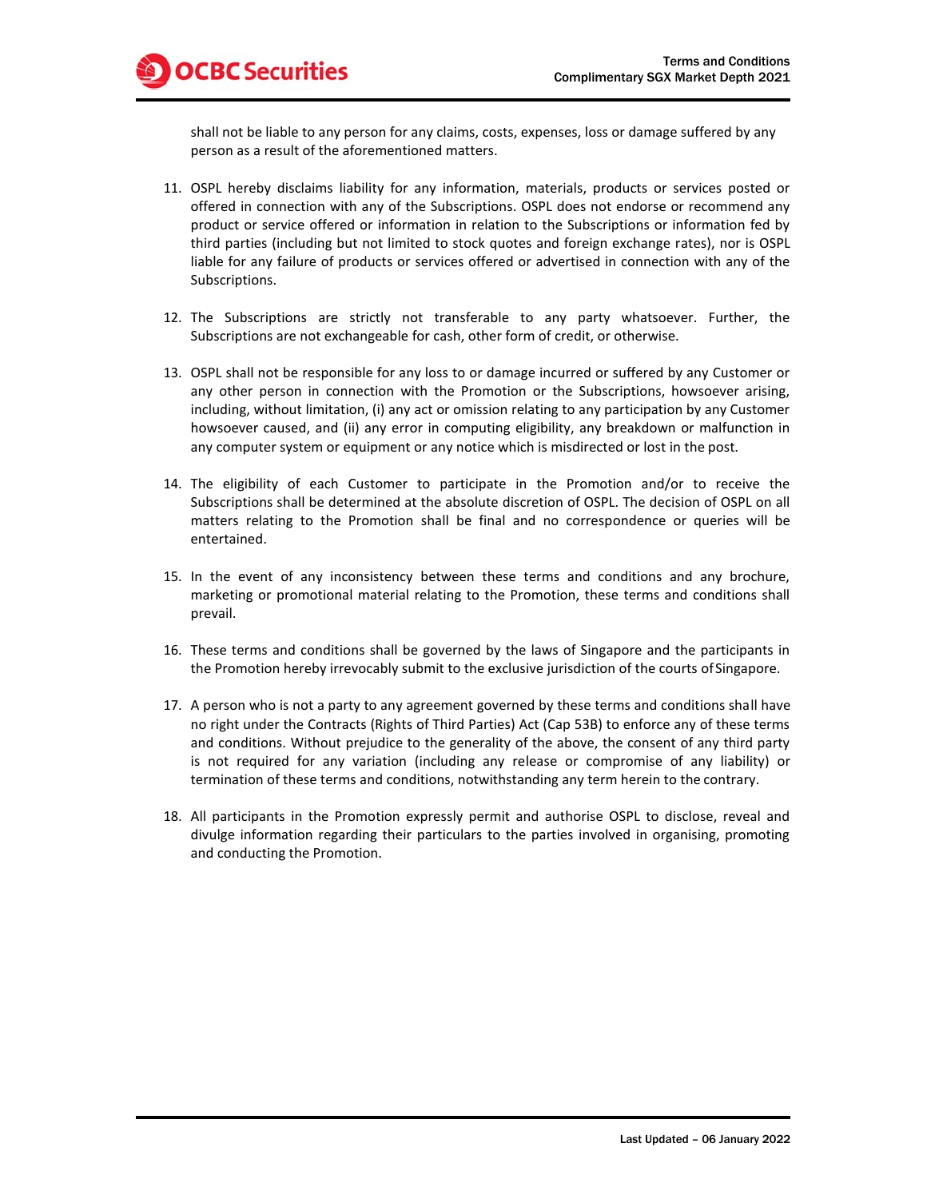shall not be liable to any person for any claims, costs, expenses, loss or damage suffered by any person as a result of the aforementioned matters.

11. OSPL hereby disclaims liability for any information, materials, products or services posted or offered in connection with any of the Subscriptions. OSPL does not endorse or recommend any product or service offered or information in relation to the Subscriptions or information fed by third parties (including but not limited to stock quotes and foreign exchange rates), nor is OSPL liable for any failure of products or services offered or advertised in connection with any of the Subscriptions.

12. The Subscriptions are strictly not transferable to any party whatsoever. Further, the Subscriptions are not exchangeable for cash, other form of credit, or otherwise.

13. OSPL shall not be responsible for any loss to or damage incurred or suffered by any Customer or any other person in connection with the Promotion or the Subscriptions, howsoever arising, including, without limitation, (i) any act or omission relating to any participation by any Customer howsoever caused, and (ii) any error in computing eligibility, any breakdown or malfunction in any computer system or equipment or any notice which is misdirected or lost in the post.

14. The eligibility of each Customer to participate in the Promotion and/or to receive the Subscriptions shall be determined at the absolute discretion of OSPL. The decision of OSPL on all matters relating to the Promotion shall be final and no correspondence or queries will be entertained.

15. In the event of any inconsistency between these terms and conditions and any brochure, marketing or promotional material relating to the Promotion, these terms and conditions shall prevail.

16. These terms and conditions shall be governed by the laws of Singapore and the participants in the Promotion hereby irrevocably submit to the exclusive jurisdiction of the courts of Singapore.

17. A person who is not a party to any agreement governed by these terms and conditions shall have no right under the Contracts (Rights of Third Parties) Act (Cap 53B) to enforce any of these terms and conditions. Without prejudice to the generality of the above, the consent of any third party is not required for any variation (including any release or compromise of any liability) or termination of these terms and conditions, notwithstanding any term herein to the contrary.

18. All participants in the Promotion expressly permit and authorise OSPL to disclose, reveal and divulge information regarding their particulars to the parties involved in organising, promoting and conducting the Promotion.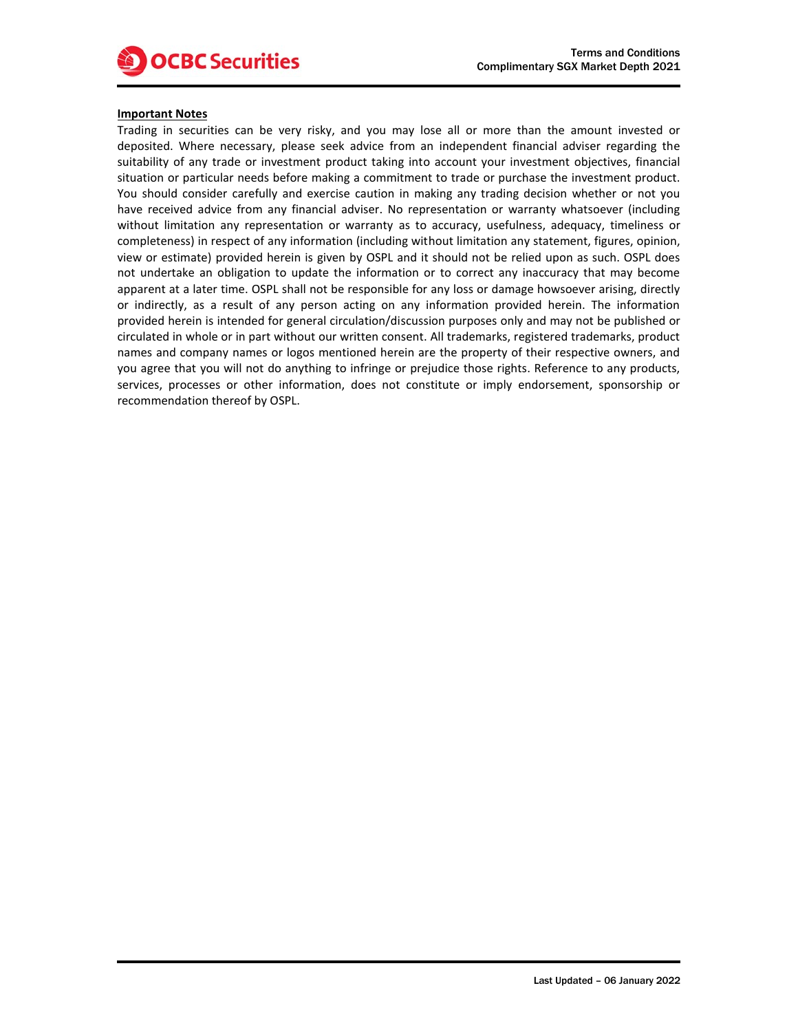**Important Notes**

Trading in securities can be very risky, and you may lose all or more than the amount invested or deposited. Where necessary, please seek advice from an independent financial adviser regarding the suitability of any trade or investment product taking into account your investment objectives, financial situation or particular needs before making a commitment to trade or purchase the investment product. You should consider carefully and exercise caution in making any trading decision whether or not you have received advice from any financial adviser. No representation or warranty whatsoever (including without limitation any representation or warranty as to accuracy, usefulness, adequacy, timeliness or completeness) in respect of any information (including without limitation any statement, figures, opinion, view or estimate) provided herein is given by OSPL and it should not be relied upon as such. OSPL does not undertake an obligation to update the information or to correct any inaccuracy that may become apparent at a later time. OSPL shall not be responsible for any loss or damage howsoever arising, directly or indirectly, as a result of any person acting on any information provided herein. The information provided herein is intended for general circulation/discussion purposes only and may not be published or circulated in whole or in part without our written consent. All trademarks, registered trademarks, product names and company names or logos mentioned herein are the property of their respective owners, and you agree that you will not do anything to infringe or prejudice those rights. Reference to any products, services, processes or other information, does not constitute or imply endorsement, sponsorship or recommendation thereof by OSPL.

Last Updated – 06 January 2022